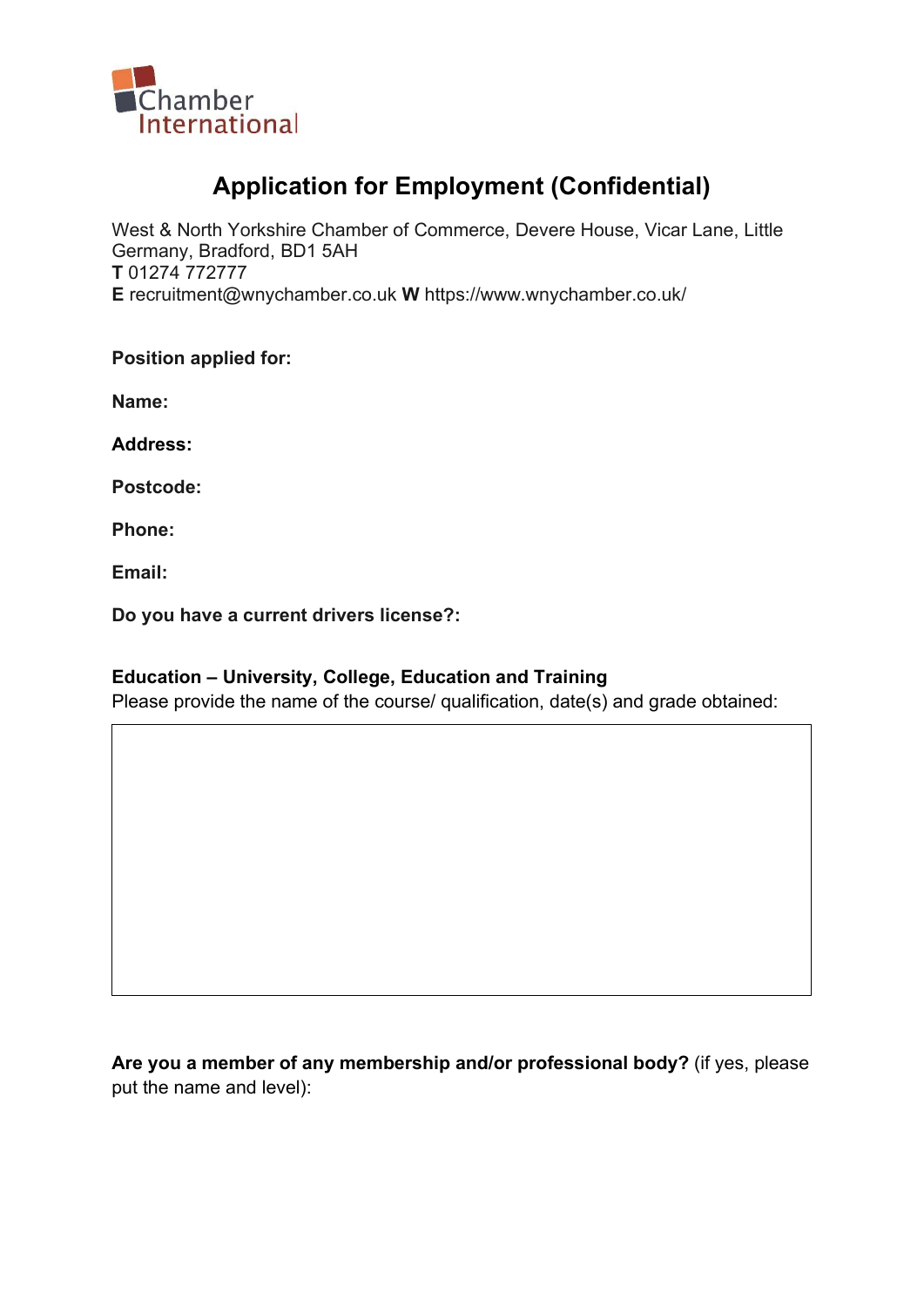Chamber International

# Application for Employment (Confidential)

West & North Yorkshire Chamber of Commerce, Devere House, Vicar Lane, Little Germany, Bradford, BD1 5AH
**T** 01274 772777
**E** recruitment@wnychamber.co.uk **W** https://www.wnychamber.co.uk/

**Position applied for:**

**Name:**

**Address:**

**Postcode:**

**Phone:**

**Email:**

**Do you have a current drivers license?:**

**Education – University, College, Education and Training**
Please provide the name of the course/ qualification, date(s) and grade obtained:

| |
|---|
| |

**Are you a member of any membership and/or professional body?** (if yes, please put the name and level):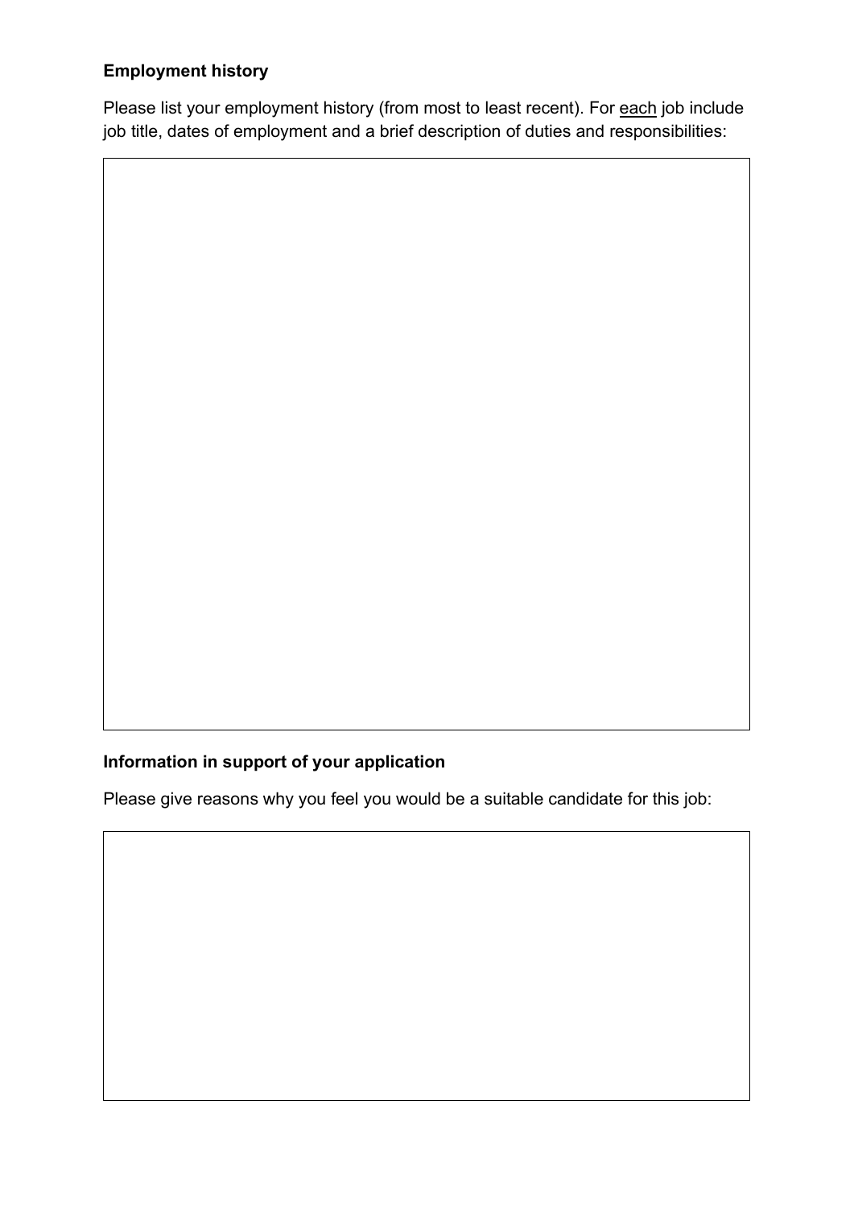**Employment history**

Please list your employment history (from most to least recent). For <u>each</u> job include job title, dates of employment and a brief description of duties and responsibilities:

| |
|---|
| |

**Information in support of your application**

Please give reasons why you feel you would be a suitable candidate for this job:

| |
|---|
| |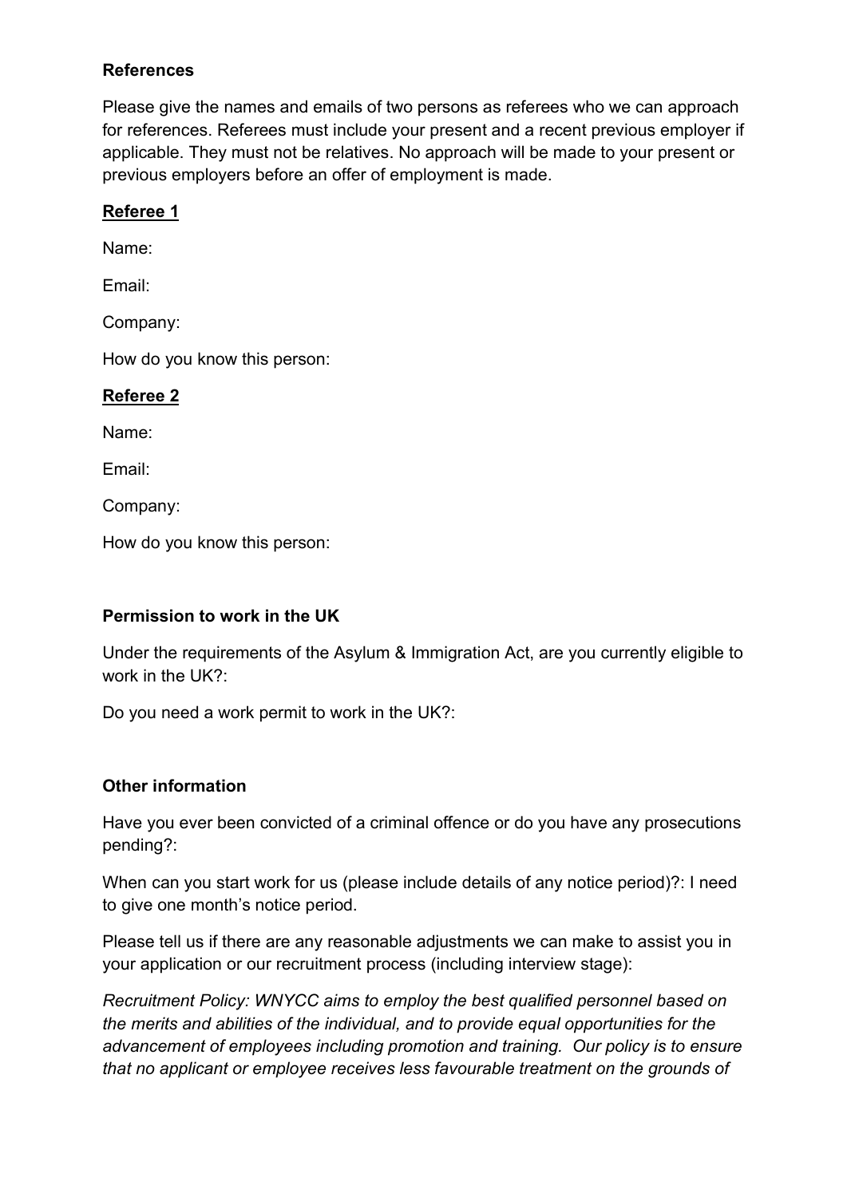**References**

Please give the names and emails of two persons as referees who we can approach for references. Referees must include your present and a recent previous employer if applicable. They must not be relatives. No approach will be made to your present or previous employers before an offer of employment is made.

**Referee 1**

Name:

Email:

Company:

How do you know this person:

**Referee 2**

Name:

Email:

Company:

How do you know this person:

**Permission to work in the UK**

Under the requirements of the Asylum & Immigration Act, are you currently eligible to work in the UK?:

Do you need a work permit to work in the UK?:

**Other information**

Have you ever been convicted of a criminal offence or do you have any prosecutions pending?:

When can you start work for us (please include details of any notice period)?: I need to give one month's notice period.

Please tell us if there are any reasonable adjustments we can make to assist you in your application or our recruitment process (including interview stage):

*Recruitment Policy: WNYCC aims to employ the best qualified personnel based on the merits and abilities of the individual, and to provide equal opportunities for the advancement of employees including promotion and training. Our policy is to ensure that no applicant or employee receives less favourable treatment on the grounds of*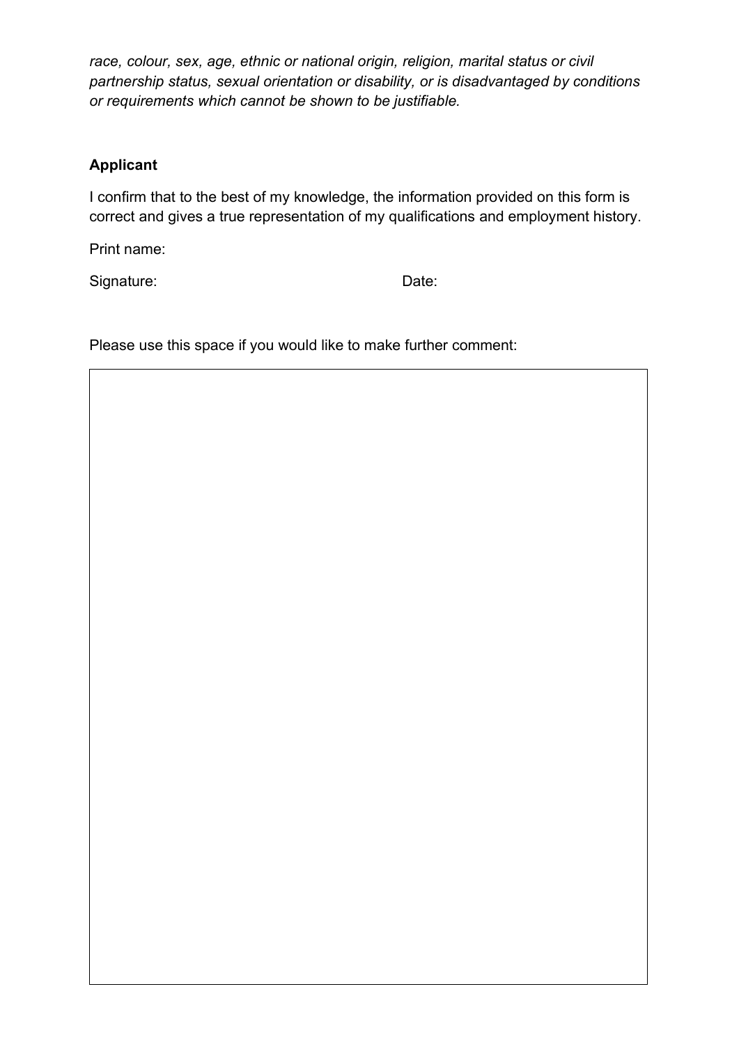*race, colour, sex, age, ethnic or national origin, religion, marital status or civil partnership status, sexual orientation or disability, or is disadvantaged by conditions or requirements which cannot be shown to be justifiable.*

**Applicant**

I confirm that to the best of my knowledge, the information provided on this form is correct and gives a true representation of my qualifications and employment history.

Print name:

Signature: Date:

Please use this space if you would like to make further comment:

| |
|---|
| |